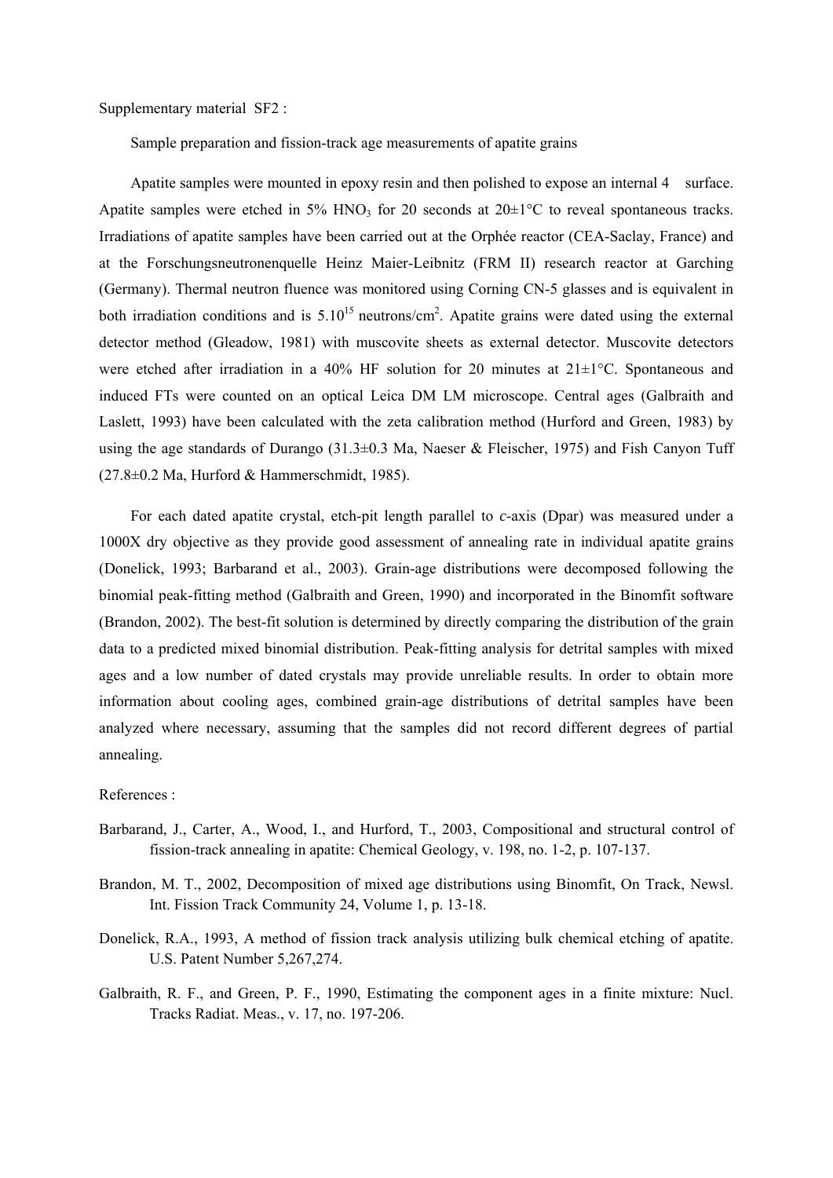Supplementary material SF2 :

Sample preparation and fission-track age measurements of apatite grains

Apatite samples were mounted in epoxy resin and then polished to expose an internal 4 surface. Apatite samples were etched in 5% $HNO_3$ for 20 seconds at 20±1°C to reveal spontaneous tracks. Irradiations of apatite samples have been carried out at the Orphée reactor (CEA-Saclay, France) and at the Forschungsneutronenquelle Heinz Maier-Leibnitz (FRM II) research reactor at Garching (Germany). Thermal neutron fluence was monitored using Corning CN-5 glasses and is equivalent in both irradiation conditions and is $5.10^{15}$ neutrons/cm$^2$. Apatite grains were dated using the external detector method (Gleadow, 1981) with muscovite sheets as external detector. Muscovite detectors were etched after irradiation in a 40% HF solution for 20 minutes at 21±1°C. Spontaneous and induced FTs were counted on an optical Leica DM LM microscope. Central ages (Galbraith and Laslett, 1993) have been calculated with the zeta calibration method (Hurford and Green, 1983) by using the age standards of Durango (31.3±0.3 Ma, Naeser & Fleischer, 1975) and Fish Canyon Tuff (27.8±0.2 Ma, Hurford & Hammerschmidt, 1985).

For each dated apatite crystal, etch-pit length parallel to *c*-axis (Dpar) was measured under a 1000X dry objective as they provide good assessment of annealing rate in individual apatite grains (Donelick, 1993; Barbarand et al., 2003). Grain-age distributions were decomposed following the binomial peak-fitting method (Galbraith and Green, 1990) and incorporated in the Binomfit software (Brandon, 2002). The best-fit solution is determined by directly comparing the distribution of the grain data to a predicted mixed binomial distribution. Peak-fitting analysis for detrital samples with mixed ages and a low number of dated crystals may provide unreliable results. In order to obtain more information about cooling ages, combined grain-age distributions of detrital samples have been analyzed where necessary, assuming that the samples did not record different degrees of partial annealing.

References :

Barbarand, J., Carter, A., Wood, I., and Hurford, T., 2003, Compositional and structural control of fission-track annealing in apatite: Chemical Geology, v. 198, no. 1-2, p. 107-137.

Brandon, M. T., 2002, Decomposition of mixed age distributions using Binomfit, On Track, Newsl. Int. Fission Track Community 24, Volume 1, p. 13-18.

Donelick, R.A., 1993, A method of fission track analysis utilizing bulk chemical etching of apatite. U.S. Patent Number 5,267,274.

Galbraith, R. F., and Green, P. F., 1990, Estimating the component ages in a finite mixture: Nucl. Tracks Radiat. Meas., v. 17, no. 197-206.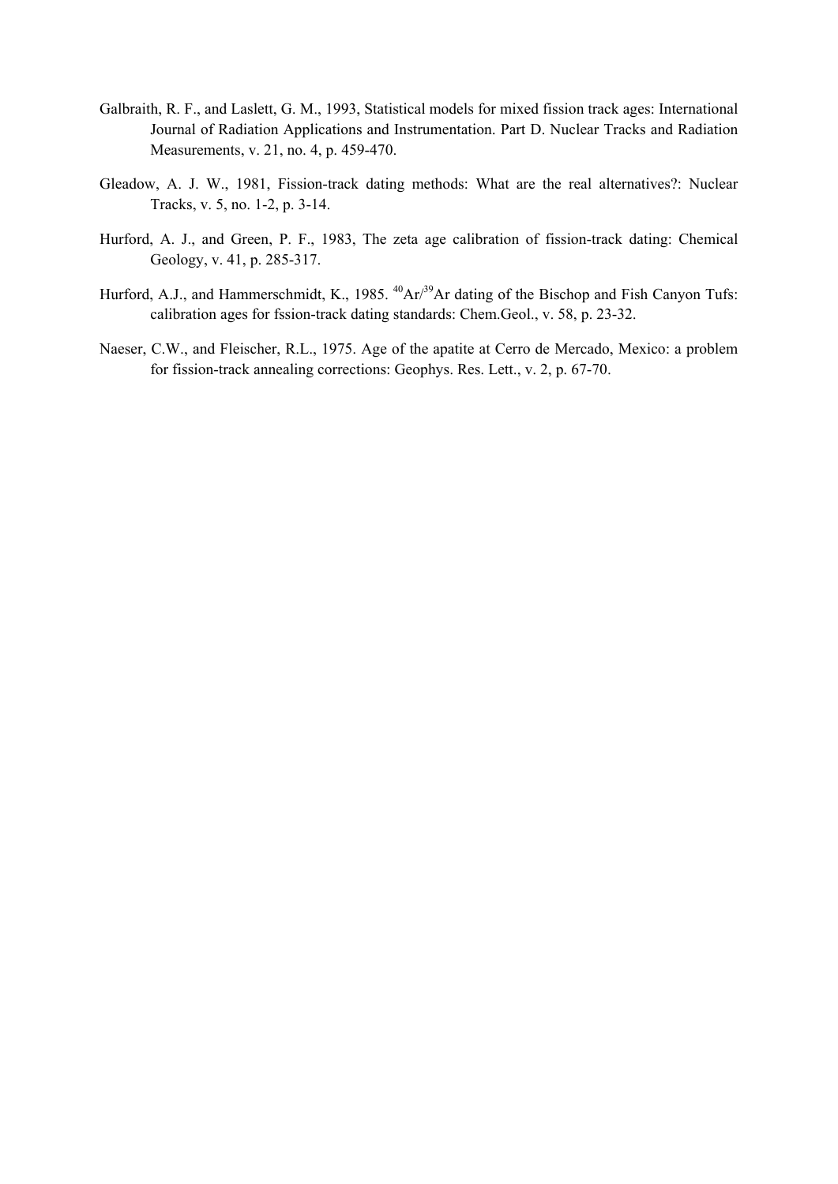Galbraith, R. F., and Laslett, G. M., 1993, Statistical models for mixed fission track ages: International Journal of Radiation Applications and Instrumentation. Part D. Nuclear Tracks and Radiation Measurements, v. 21, no. 4, p. 459-470.

Gleadow, A. J. W., 1981, Fission-track dating methods: What are the real alternatives?: Nuclear Tracks, v. 5, no. 1-2, p. 3-14.

Hurford, A. J., and Green, P. F., 1983, The zeta age calibration of fission-track dating: Chemical Geology, v. 41, p. 285-317.

Hurford, A.J., and Hammerschmidt, K., 1985. $^{40}Ar/^{39}Ar$ dating of the Bischop and Fish Canyon Tufs: calibration ages for fssion-track dating standards: Chem.Geol., v. 58, p. 23-32.

Naeser, C.W., and Fleischer, R.L., 1975. Age of the apatite at Cerro de Mercado, Mexico: a problem for fission-track annealing corrections: Geophys. Res. Lett., v. 2, p. 67-70.